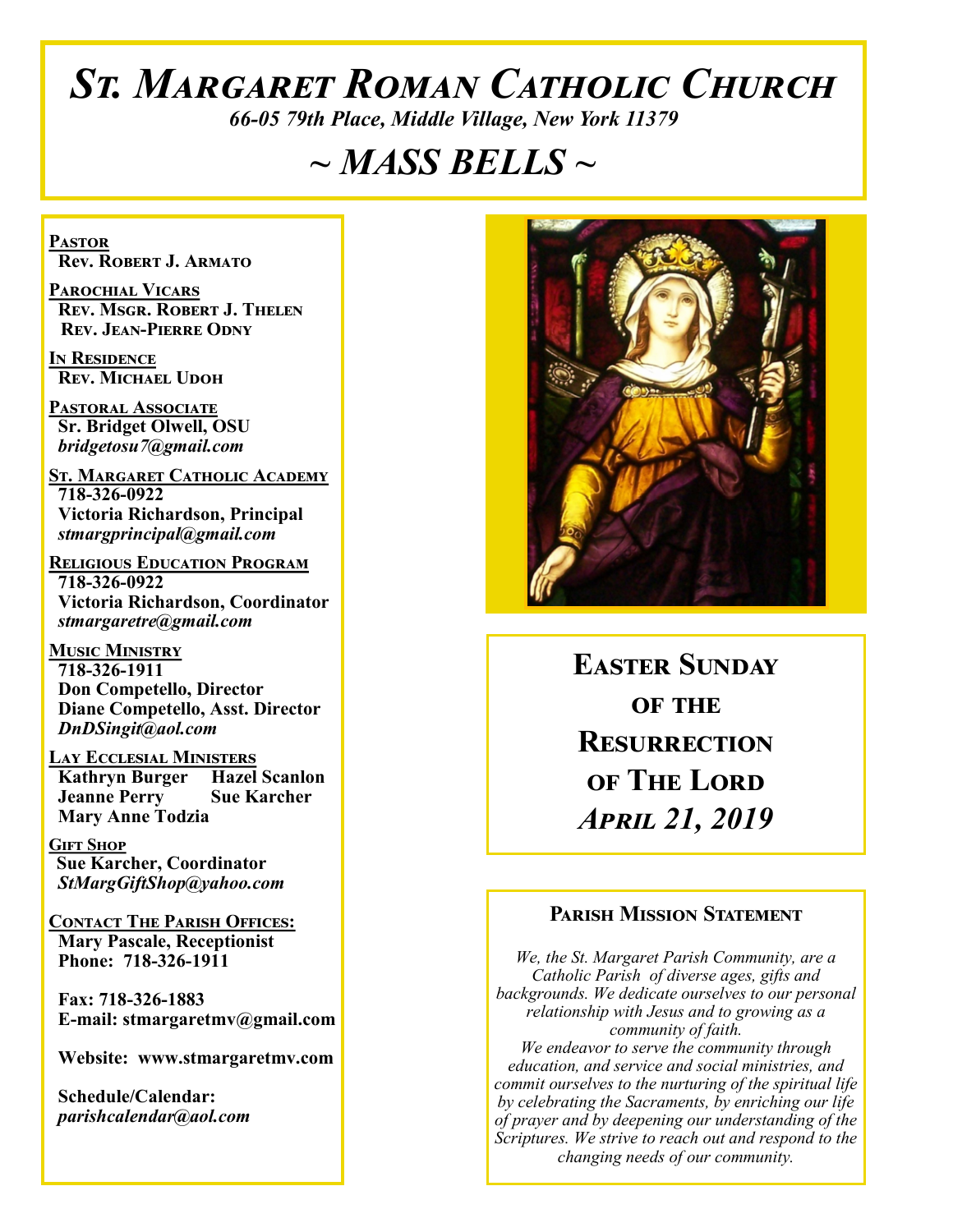# St. Margaret Roman Catholic Church

*66-05 79th Place, Middle Village, New York 11379*

## ~ MASS BELLS ~

**Pastor**
**Rev. Robert J. Armato**

**Parochial Vicars**
**Rev. Msgr. Robert J. Thelen**
**Rev. Jean-Pierre Odny**

**In Residence**
**Rev. Michael Udoh**

**Pastoral Associate**
**Sr. Bridget Olwell, OSU**
***bridgetosu7@gmail.com***

**St. Margaret Catholic Academy**
**718-326-0922**
**Victoria Richardson, Principal**
***stmargprincipal@gmail.com***

**Religious Education Program**
**718-326-0922**
**Victoria Richardson, Coordinator**
***stmargaretre@gmail.com***

**Music Ministry**
**718-326-1911**
**Don Competello, Director**
**Diane Competello, Asst. Director**
***DnDSingit@aol.com***

**Lay Ecclesial Ministers**
**Kathryn Burger Hazel Scanlon**
**Jeanne Perry Sue Karcher**
**Mary Anne Todzia**

**Gift Shop**
**Sue Karcher, Coordinator**
***StMargGiftShop@yahoo.com***

**Contact The Parish Offices:**
**Mary Pascale, Receptionist**
**Phone: 718-326-1911**

**Fax: 718-326-1883**
**E-mail: stmargaretmv@gmail.com**

**Website: www.stmargaretmv.com**

**Schedule/Calendar:**
***parishcalendar@aol.com***

## Easter Sunday of the Resurrection of The Lord
## *April 21, 2019*

### Parish Mission Statement

*We, the St. Margaret Parish Community, are a Catholic Parish of diverse ages, gifts and backgrounds. We dedicate ourselves to our personal relationship with Jesus and to growing as a community of faith.*
*We endeavor to serve the community through education, and service and social ministries, and commit ourselves to the nurturing of the spiritual life by celebrating the Sacraments, by enriching our life of prayer and by deepening our understanding of the Scriptures. We strive to reach out and respond to the changing needs of our community.*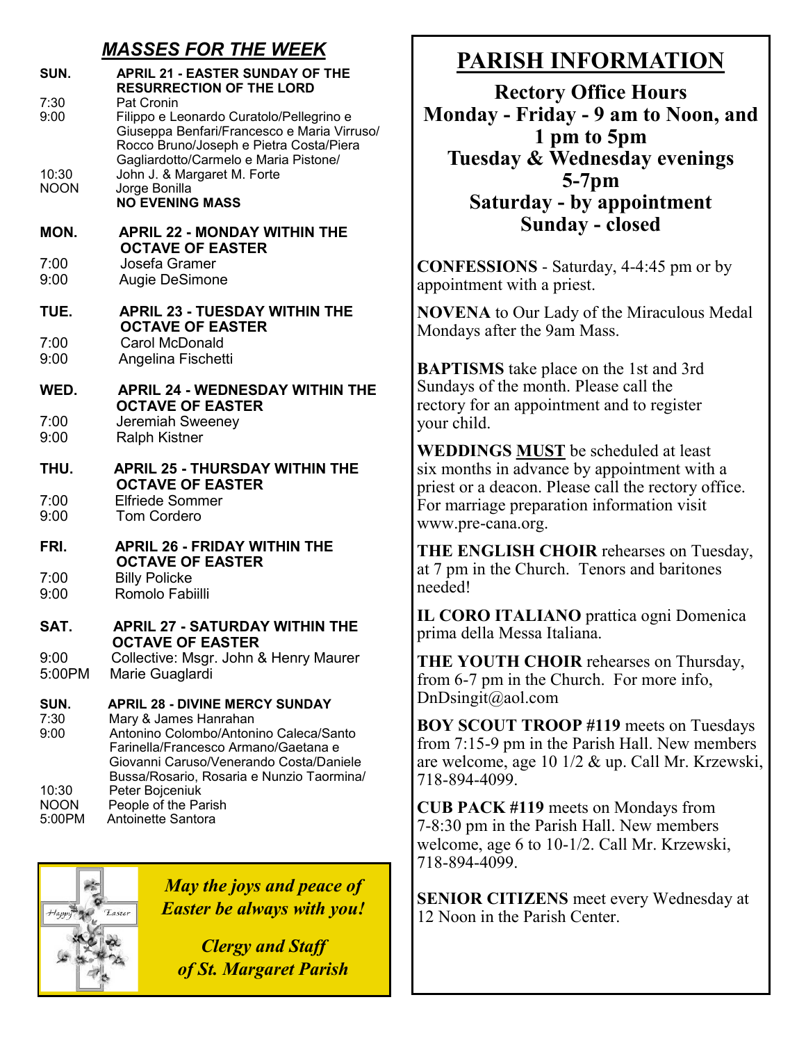## *MASSES FOR THE WEEK*

**SUN. APRIL 21 - EASTER SUNDAY OF THE RESURRECTION OF THE LORD**

- 7:30 Pat Cronin
- 9:00 Filippo e Leonardo Curatolo/Pellegrino e Giuseppa Benfari/Francesco e Maria Virruso/ Rocco Bruno/Joseph e Pietra Costa/Piera Gagliardotto/Carmelo e Maria Pistone/
- 10:30 John J. & Margaret M. Forte
- NOON Jorge Bonilla

**NO EVENING MASS**

**MON. APRIL 22 - MONDAY WITHIN THE OCTAVE OF EASTER**

- 7:00 Josefa Gramer
- 9:00 Augie DeSimone

**TUE. APRIL 23 - TUESDAY WITHIN THE OCTAVE OF EASTER**

- 7:00 Carol McDonald
- 9:00 Angelina Fischetti

**WED. APRIL 24 - WEDNESDAY WITHIN THE OCTAVE OF EASTER**

- 7:00 Jeremiah Sweeney
- 9:00 Ralph Kistner

**THU. APRIL 25 - THURSDAY WITHIN THE OCTAVE OF EASTER**

- 7:00 Elfriede Sommer
- 9:00 Tom Cordero

**FRI. APRIL 26 - FRIDAY WITHIN THE OCTAVE OF EASTER**

- 7:00 Billy Policke
- 9:00 Romolo Fabiilli

**SAT. APRIL 27 - SATURDAY WITHIN THE OCTAVE OF EASTER**

- 9:00 Collective: Msgr. John & Henry Maurer
- 5:00PM Marie Guaglardi

**SUN. APRIL 28 - DIVINE MERCY SUNDAY**

- 7:30 Mary & James Hanrahan
- 9:00 Antonino Colombo/Antonino Caleca/Santo Farinella/Francesco Armano/Gaetana e Giovanni Caruso/Venerando Costa/Daniele Bussa/Rosario, Rosaria e Nunzio Taormina/
- 10:30 Peter Bojceniuk
- NOON People of the Parish
- 5:00PM Antoinette Santora

***May the joys and peace of Easter be always with you!***

***Clergy and Staff of St. Margaret Parish***

# PARISH INFORMATION

**Rectory Office Hours**
**Monday - Friday - 9 am to Noon, and 1 pm to 5pm**
**Tuesday & Wednesday evenings 5-7pm**
**Saturday - by appointment**
**Sunday - closed**

**CONFESSIONS** - Saturday, 4-4:45 pm or by appointment with a priest.

**NOVENA** to Our Lady of the Miraculous Medal Mondays after the 9am Mass.

**BAPTISMS** take place on the 1st and 3rd Sundays of the month. Please call the rectory for an appointment and to register your child.

**WEDDINGS <u>MUST</u>** be scheduled at least six months in advance by appointment with a priest or a deacon. Please call the rectory office. For marriage preparation information visit www.pre-cana.org.

**THE ENGLISH CHOIR** rehearses on Tuesday, at 7 pm in the Church. Tenors and baritones needed!

**IL CORO ITALIANO** prattica ogni Domenica prima della Messa Italiana.

**THE YOUTH CHOIR** rehearses on Thursday, from 6-7 pm in the Church. For more info, DnDsingit@aol.com

**BOY SCOUT TROOP #119** meets on Tuesdays from 7:15-9 pm in the Parish Hall. New members are welcome, age 10 1/2 & up. Call Mr. Krzewski, 718-894-4099.

**CUB PACK #119** meets on Mondays from 7-8:30 pm in the Parish Hall. New members welcome, age 6 to 10-1/2. Call Mr. Krzewski, 718-894-4099.

**SENIOR CITIZENS** meet every Wednesday at 12 Noon in the Parish Center.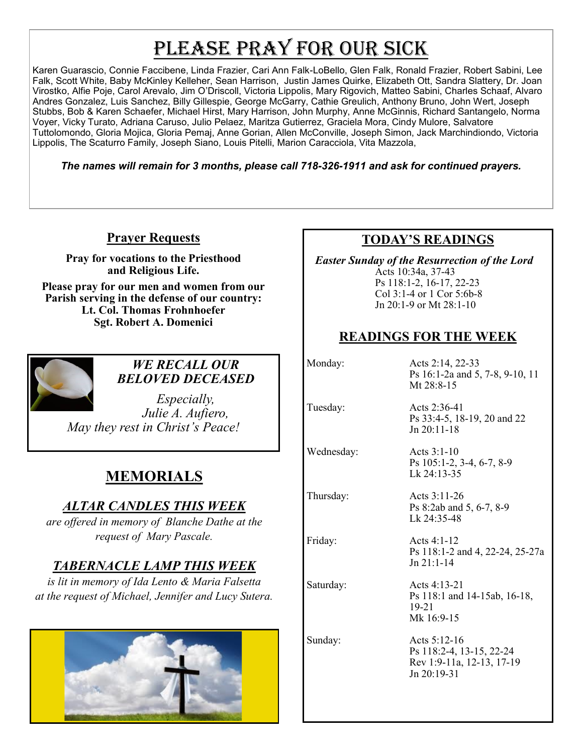# Please Pray for our Sick

Karen Guarascio, Connie Faccibene, Linda Frazier, Cari Ann Falk-LoBello, Glen Falk, Ronald Frazier, Robert Sabini, Lee Falk, Scott White, Baby McKinley Kelleher, Sean Harrison, Justin James Quirke, Elizabeth Ott, Sandra Slattery, Dr. Joan Virostko, Alfie Poje, Carol Arevalo, Jim O'Driscoll, Victoria Lippolis, Mary Rigovich, Matteo Sabini, Charles Schaaf, Alvaro Andres Gonzalez, Luis Sanchez, Billy Gillespie, George McGarry, Cathie Greulich, Anthony Bruno, John Wert, Joseph Stubbs, Bob & Karen Schaefer, Michael Hirst, Mary Harrison, John Murphy, Anne McGinnis, Richard Santangelo, Norma Voyer, Vicky Turato, Adriana Caruso, Julio Pelaez, Maritza Gutierrez, Graciela Mora, Cindy Mulore, Salvatore Tuttolomondo, Gloria Mojica, Gloria Pemaj, Anne Gorian, Allen McConville, Joseph Simon, Jack Marchindiondo, Victoria Lippolis, The Scaturro Family, Joseph Siano, Louis Pitelli, Marion Caracciola, Vita Mazzola,

***The names will remain for 3 months, please call 718-326-1911 and ask for continued prayers.***

## Prayer Requests

**Pray for vocations to the Priesthood and Religious Life.**

**Please pray for our men and women from our Parish serving in the defense of our country:**
**Lt. Col. Thomas Frohnhoefer**
**Sgt. Robert A. Domenici**

### *WE RECALL OUR BELOVED DECEASED*

*Especially,*
*Julie A. Aufiero,*
*May they rest in Christ's Peace!*

## MEMORIALS

### *ALTAR CANDLES THIS WEEK*

*are offered in memory of Blanche Dathe at the request of Mary Pascale.*

### *TABERNACLE LAMP THIS WEEK*

*is lit in memory of Ida Lento & Maria Falsetta at the request of Michael, Jennifer and Lucy Sutera.*

## TODAY'S READINGS

***Easter Sunday of the Resurrection of the Lord***
Acts 10:34a, 37-43
Ps 118:1-2, 16-17, 22-23
Col 3:1-4 or 1 Cor 5:6b-8
Jn 20:1-9 or Mt 28:1-10

## READINGS FOR THE WEEK

| | |
|---|---|
| Monday: | Acts 2:14, 22-33<br>Ps 16:1-2a and 5, 7-8, 9-10, 11<br>Mt 28:8-15 |
| Tuesday: | Acts 2:36-41<br>Ps 33:4-5, 18-19, 20 and 22<br>Jn 20:11-18 |
| Wednesday: | Acts 3:1-10<br>Ps 105:1-2, 3-4, 6-7, 8-9<br>Lk 24:13-35 |
| Thursday: | Acts 3:11-26<br>Ps 8:2ab and 5, 6-7, 8-9<br>Lk 24:35-48 |
| Friday: | Acts 4:1-12<br>Ps 118:1-2 and 4, 22-24, 25-27a<br>Jn 21:1-14 |
| Saturday: | Acts 4:13-21<br>Ps 118:1 and 14-15ab, 16-18, 19-21<br>Mk 16:9-15 |
| Sunday: | Acts 5:12-16<br>Ps 118:2-4, 13-15, 22-24<br>Rev 1:9-11a, 12-13, 17-19<br>Jn 20:19-31 |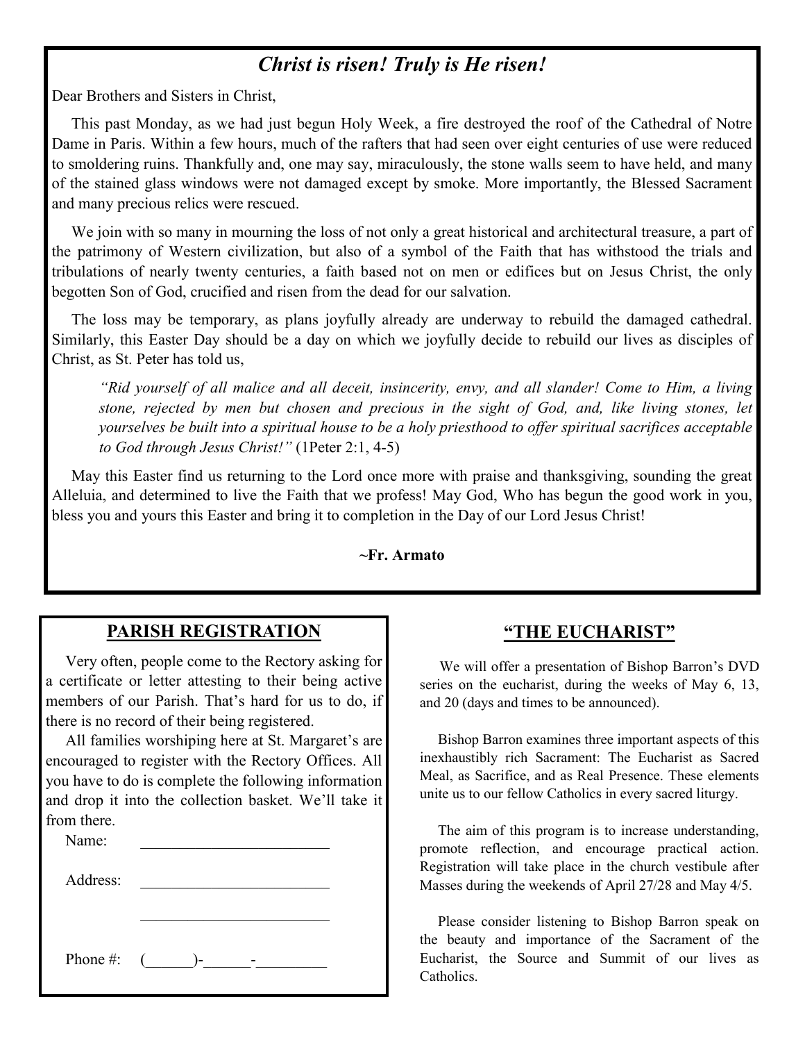## *Christ is risen! Truly is He risen!*

Dear Brothers and Sisters in Christ,

This past Monday, as we had just begun Holy Week, a fire destroyed the roof of the Cathedral of Notre Dame in Paris. Within a few hours, much of the rafters that had seen over eight centuries of use were reduced to smoldering ruins. Thankfully and, one may say, miraculously, the stone walls seem to have held, and many of the stained glass windows were not damaged except by smoke. More importantly, the Blessed Sacrament and many precious relics were rescued.

We join with so many in mourning the loss of not only a great historical and architectural treasure, a part of the patrimony of Western civilization, but also of a symbol of the Faith that has withstood the trials and tribulations of nearly twenty centuries, a faith based not on men or edifices but on Jesus Christ, the only begotten Son of God, crucified and risen from the dead for our salvation.

The loss may be temporary, as plans joyfully already are underway to rebuild the damaged cathedral. Similarly, this Easter Day should be a day on which we joyfully decide to rebuild our lives as disciples of Christ, as St. Peter has told us,

> *"Rid yourself of all malice and all deceit, insincerity, envy, and all slander! Come to Him, a living stone, rejected by men but chosen and precious in the sight of God, and, like living stones, let yourselves be built into a spiritual house to be a holy priesthood to offer spiritual sacrifices acceptable to God through Jesus Christ!"* (1Peter 2:1, 4-5)

May this Easter find us returning to the Lord once more with praise and thanksgiving, sounding the great Alleluia, and determined to live the Faith that we profess! May God, Who has begun the good work in you, bless you and yours this Easter and bring it to completion in the Day of our Lord Jesus Christ!

**~Fr. Armato**

## PARISH REGISTRATION

Very often, people come to the Rectory asking for a certificate or letter attesting to their being active members of our Parish. That's hard for us to do, if there is no record of their being registered.

All families worshiping here at St. Margaret's are encouraged to register with the Rectory Offices. All you have to do is complete the following information and drop it into the collection basket. We'll take it from there.

Name: ________________________

Address: ________________________

________________________

Phone #: (______)-______-_________

## "THE EUCHARIST"

We will offer a presentation of Bishop Barron's DVD series on the eucharist, during the weeks of May 6, 13, and 20 (days and times to be announced).

Bishop Barron examines three important aspects of this inexhaustibly rich Sacrament: The Eucharist as Sacred Meal, as Sacrifice, and as Real Presence. These elements unite us to our fellow Catholics in every sacred liturgy.

The aim of this program is to increase understanding, promote reflection, and encourage practical action. Registration will take place in the church vestibule after Masses during the weekends of April 27/28 and May 4/5.

Please consider listening to Bishop Barron speak on the beauty and importance of the Sacrament of the Eucharist, the Source and Summit of our lives as Catholics.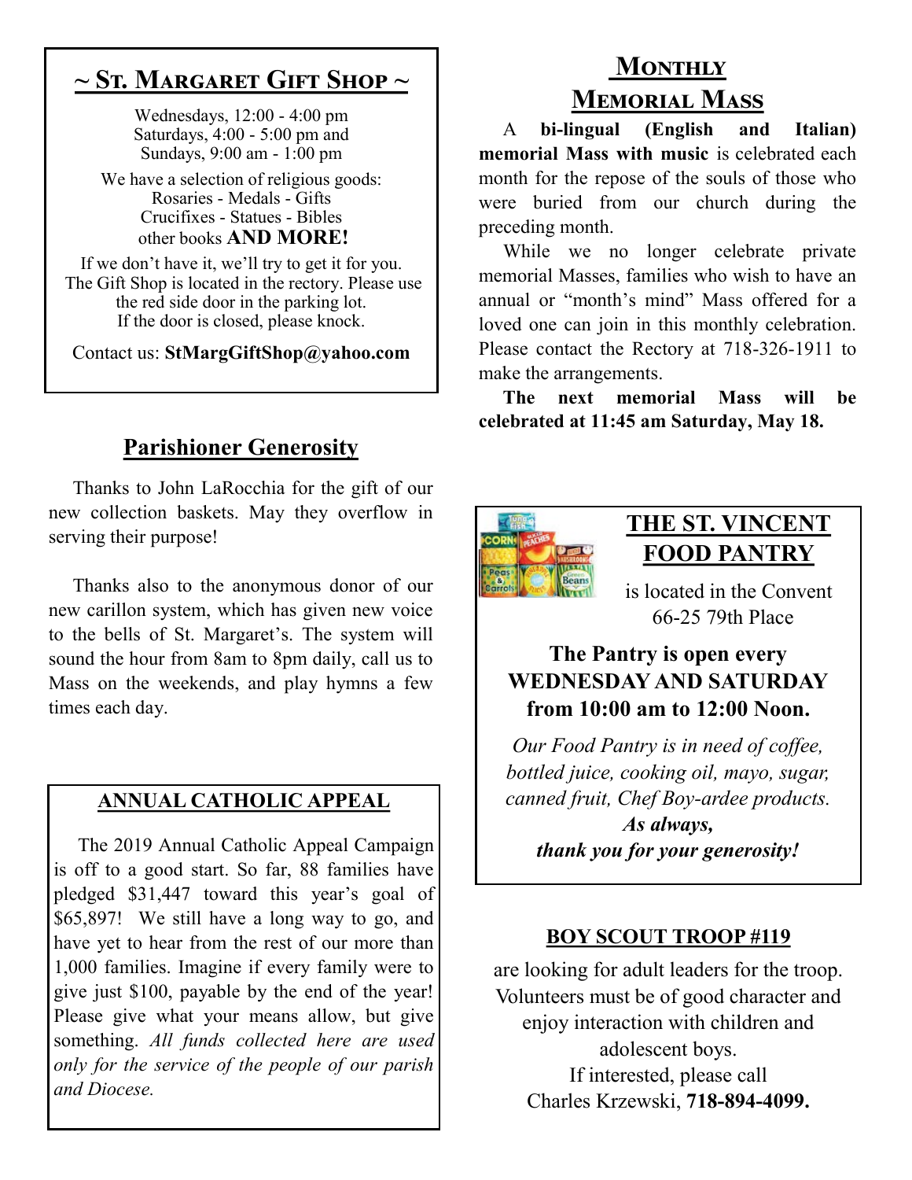## ~ St. Margaret Gift Shop ~

Wednesdays, 12:00 - 4:00 pm
Saturdays, 4:00 - 5:00 pm and
Sundays, 9:00 am - 1:00 pm

We have a selection of religious goods:
Rosaries - Medals - Gifts
Crucifixes - Statues - Bibles
other books **AND MORE!**

If we don't have it, we'll try to get it for you.
The Gift Shop is located in the rectory. Please use the red side door in the parking lot.
If the door is closed, please knock.

Contact us: **StMargGiftShop@yahoo.com**

## Parishioner Generosity

Thanks to John LaRocchia for the gift of our new collection baskets. May they overflow in serving their purpose!

Thanks also to the anonymous donor of our new carillon system, which has given new voice to the bells of St. Margaret's. The system will sound the hour from 8am to 8pm daily, call us to Mass on the weekends, and play hymns a few times each day.

## ANNUAL CATHOLIC APPEAL

The 2019 Annual Catholic Appeal Campaign is off to a good start. So far, 88 families have pledged $31,447 toward this year's goal of $65,897! We still have a long way to go, and have yet to hear from the rest of our more than 1,000 families. Imagine if every family were to give just $100, payable by the end of the year! Please give what your means allow, but give something. *All funds collected here are used only for the service of the people of our parish and Diocese.*

## Monthly Memorial Mass

A **bi-lingual (English and Italian) memorial Mass with music** is celebrated each month for the repose of the souls of those who were buried from our church during the preceding month.

While we no longer celebrate private memorial Masses, families who wish to have an annual or "month's mind" Mass offered for a loved one can join in this monthly celebration. Please contact the Rectory at 718-326-1911 to make the arrangements.

**The next memorial Mass will be celebrated at 11:45 am Saturday, May 18.**

## THE ST. VINCENT FOOD PANTRY

is located in the Convent
66-25 79th Place

**The Pantry is open every WEDNESDAY AND SATURDAY from 10:00 am to 12:00 Noon.**

*Our Food Pantry is in need of coffee, bottled juice, cooking oil, mayo, sugar, canned fruit, Chef Boy-ardee products.*

***As always, thank you for your generosity!***

## BOY SCOUT TROOP #119

are looking for adult leaders for the troop. Volunteers must be of good character and enjoy interaction with children and adolescent boys.
If interested, please call
Charles Krzewski, **718-894-4099.**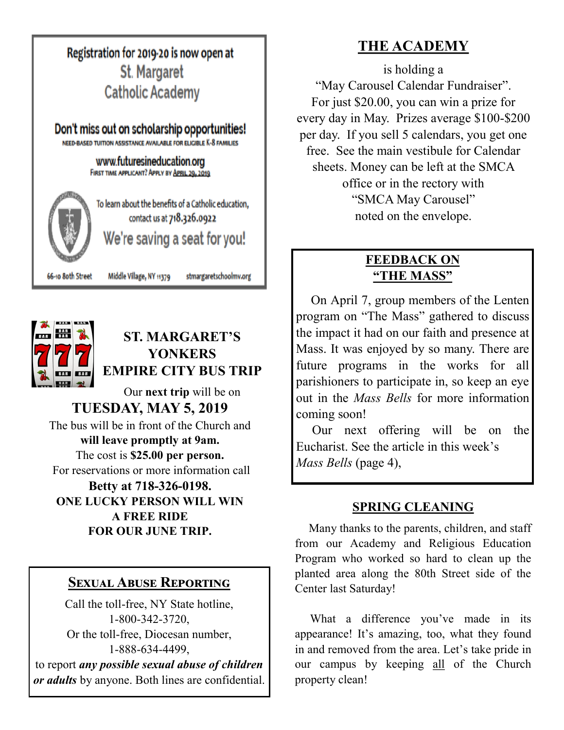Registration for 2019-20 is now open at
St. Margaret
Catholic Academy

**Don't miss out on scholarship opportunities!**
NEED-BASED TUITION ASSISTANCE AVAILABLE FOR ELIGIBLE K-8 FAMILIES

www.futuresineducation.org
FIRST TIME APPLICANT? APPLY BY APRIL 29, 2019

To learn about the benefits of a Catholic education, contact us at 718.326.0922

We're saving a seat for you!

66-10 80th Street Middle Village, NY 11379 stmargaretschoolmv.org

## ST. MARGARET'S YONKERS EMPIRE CITY BUS TRIP

Our **next trip** will be on
**TUESDAY, MAY 5, 2019**
The bus will be in front of the Church and **will leave promptly at 9am.**
The cost is **$25.00 per person.**
For reservations or more information call
**Betty at 718-326-0198.**
**ONE LUCKY PERSON WILL WIN A FREE RIDE FOR OUR JUNE TRIP.**

## SEXUAL ABUSE REPORTING

Call the toll-free, NY State hotline,
1-800-342-3720,
Or the toll-free, Diocesan number,
1-888-634-4499,
to report ***any possible sexual abuse of children or adults*** by anyone. Both lines are confidential.

## THE ACADEMY

is holding a "May Carousel Calendar Fundraiser". For just $20.00, you can win a prize for every day in May. Prizes average $100-$200 per day. If you sell 5 calendars, you get one free. See the main vestibule for Calendar sheets. Money can be left at the SMCA office or in the rectory with "SMCA May Carousel" noted on the envelope.

## FEEDBACK ON "THE MASS"

On April 7, group members of the Lenten program on "The Mass" gathered to discuss the impact it had on our faith and presence at Mass. It was enjoyed by so many. There are future programs in the works for all parishioners to participate in, so keep an eye out in the *Mass Bells* for more information coming soon!

Our next offering will be on the Eucharist. See the article in this week's *Mass Bells* (page 4),

## SPRING CLEANING

Many thanks to the parents, children, and staff from our Academy and Religious Education Program who worked so hard to clean up the planted area along the 80th Street side of the Center last Saturday!

What a difference you've made in its appearance! It's amazing, too, what they found in and removed from the area. Let's take pride in our campus by keeping all of the Church property clean!